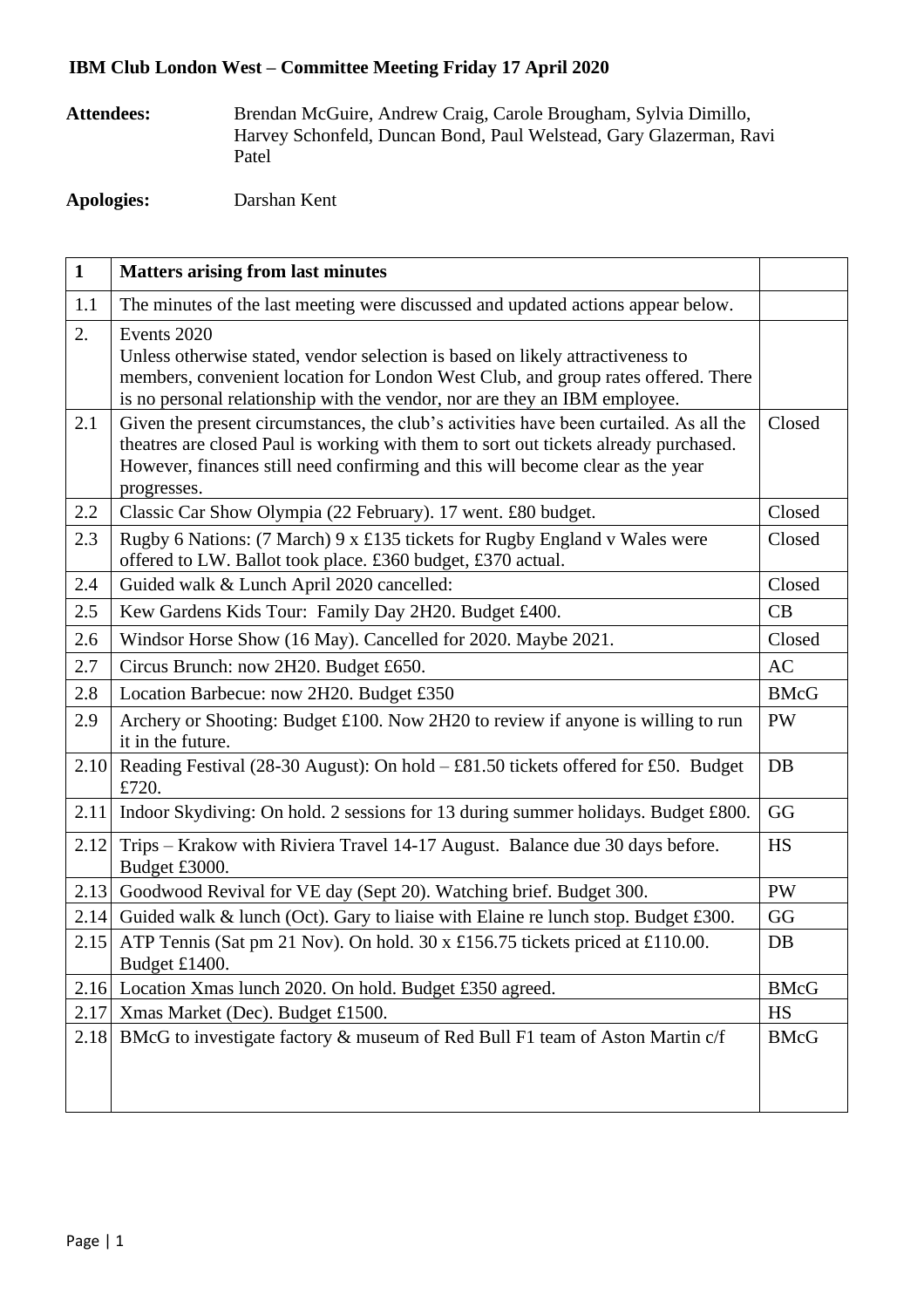**IBM Club London West – Committee Meeting Friday 17 April 2020**

**Attendees:** Brendan McGuire, Andrew Craig, Carole Brougham, Sylvia Dimillo, Harvey Schonfeld, Duncan Bond, Paul Welstead, Gary Glazerman, Ravi Patel

**Apologies:** Darshan Kent

| 1 | **Matters arising from last minutes** | |
|---|---|---|
| 1.1 | The minutes of the last meeting were discussed and updated actions appear below. | |
| 2. | Events 2020<br>Unless otherwise stated, vendor selection is based on likely attractiveness to members, convenient location for London West Club, and group rates offered. There is no personal relationship with the vendor, nor are they an IBM employee. | |
| 2.1 | Given the present circumstances, the club's activities have been curtailed. As all the theatres are closed Paul is working with them to sort out tickets already purchased. However, finances still need confirming and this will become clear as the year progresses. | Closed |
| 2.2 | Classic Car Show Olympia (22 February). 17 went. £80 budget. | Closed |
| 2.3 | Rugby 6 Nations: (7 March) 9 x £135 tickets for Rugby England v Wales were offered to LW. Ballot took place. £360 budget, £370 actual. | Closed |
| 2.4 | Guided walk & Lunch April 2020 cancelled: | Closed |
| 2.5 | Kew Gardens Kids Tour: Family Day 2H20. Budget £400. | CB |
| 2.6 | Windsor Horse Show (16 May). Cancelled for 2020. Maybe 2021. | Closed |
| 2.7 | Circus Brunch: now 2H20. Budget £650. | AC |
| 2.8 | Location Barbecue: now 2H20. Budget £350 | BMcG |
| 2.9 | Archery or Shooting: Budget £100. Now 2H20 to review if anyone is willing to run it in the future. | PW |
| 2.10 | Reading Festival (28-30 August): On hold – £81.50 tickets offered for £50. Budget £720. | DB |
| 2.11 | Indoor Skydiving: On hold. 2 sessions for 13 during summer holidays. Budget £800. | GG |
| 2.12 | Trips – Krakow with Riviera Travel 14-17 August. Balance due 30 days before. Budget £3000. | HS |
| 2.13 | Goodwood Revival for VE day (Sept 20). Watching brief. Budget 300. | PW |
| 2.14 | Guided walk & lunch (Oct). Gary to liaise with Elaine re lunch stop. Budget £300. | GG |
| 2.15 | ATP Tennis (Sat pm 21 Nov). On hold. 30 x £156.75 tickets priced at £110.00. Budget £1400. | DB |
| 2.16 | Location Xmas lunch 2020. On hold. Budget £350 agreed. | BMcG |
| 2.17 | Xmas Market (Dec). Budget £1500. | HS |
| 2.18 | BMcG to investigate factory & museum of Red Bull F1 team of Aston Martin c/f | BMcG |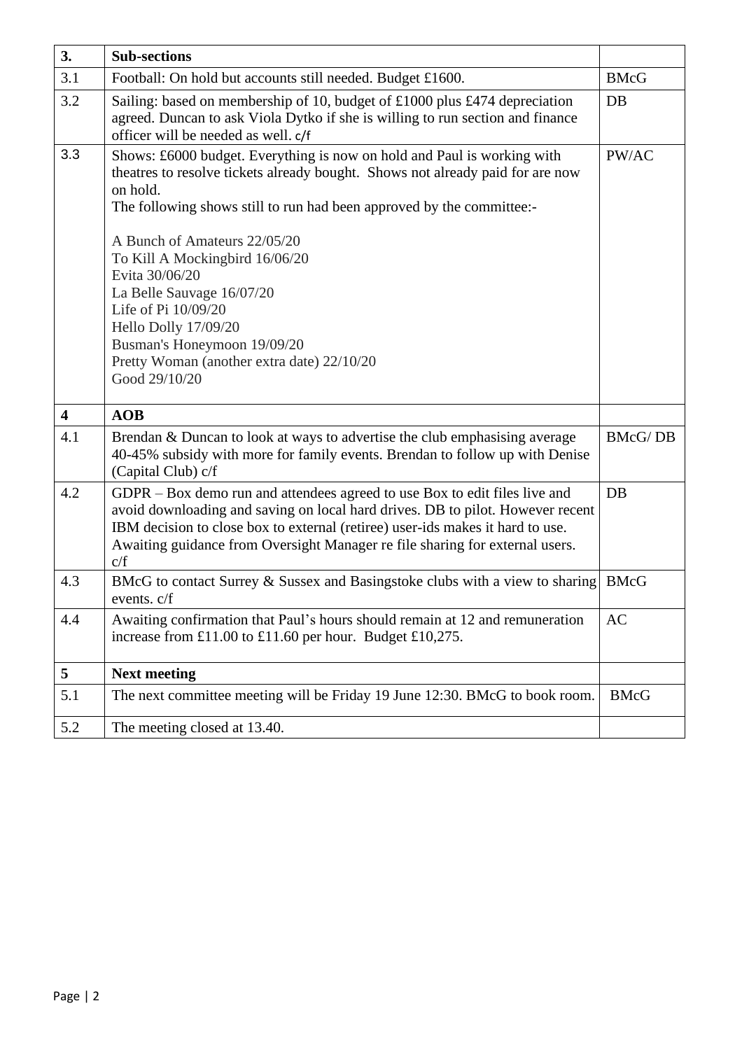| | | |
|---|---|---|
| **3.** | **Sub-sections** | |
| 3.1 | Football: On hold but accounts still needed. Budget £1600. | BMcG |
| 3.2 | Sailing: based on membership of 10, budget of £1000 plus £474 depreciation agreed. Duncan to ask Viola Dytko if she is willing to run section and finance officer will be needed as well. c/f | DB |
| 3.3 | Shows: £6000 budget. Everything is now on hold and Paul is working with theatres to resolve tickets already bought. Shows not already paid for are now on hold.<br>The following shows still to run had been approved by the committee:-<br><br>A Bunch of Amateurs 22/05/20<br>To Kill A Mockingbird 16/06/20<br>Evita 30/06/20<br>La Belle Sauvage 16/07/20<br>Life of Pi 10/09/20<br>Hello Dolly 17/09/20<br>Busman's Honeymoon 19/09/20<br>Pretty Woman (another extra date) 22/10/20<br>Good 29/10/20 | PW/AC |
| **4** | **AOB** | |
| 4.1 | Brendan & Duncan to look at ways to advertise the club emphasising average 40-45% subsidy with more for family events. Brendan to follow up with Denise (Capital Club) c/f | BMcG/ DB |
| 4.2 | GDPR – Box demo run and attendees agreed to use Box to edit files live and avoid downloading and saving on local hard drives. DB to pilot. However recent IBM decision to close box to external (retiree) user-ids makes it hard to use. Awaiting guidance from Oversight Manager re file sharing for external users. c/f | DB |
| 4.3 | BMcG to contact Surrey & Sussex and Basingstoke clubs with a view to sharing events. c/f | BMcG |
| 4.4 | Awaiting confirmation that Paul's hours should remain at 12 and remuneration increase from £11.00 to £11.60 per hour. Budget £10,275. | AC |
| **5** | **Next meeting** | |
| 5.1 | The next committee meeting will be Friday 19 June 12:30. BMcG to book room. | BMcG |
| 5.2 | The meeting closed at 13.40. | |